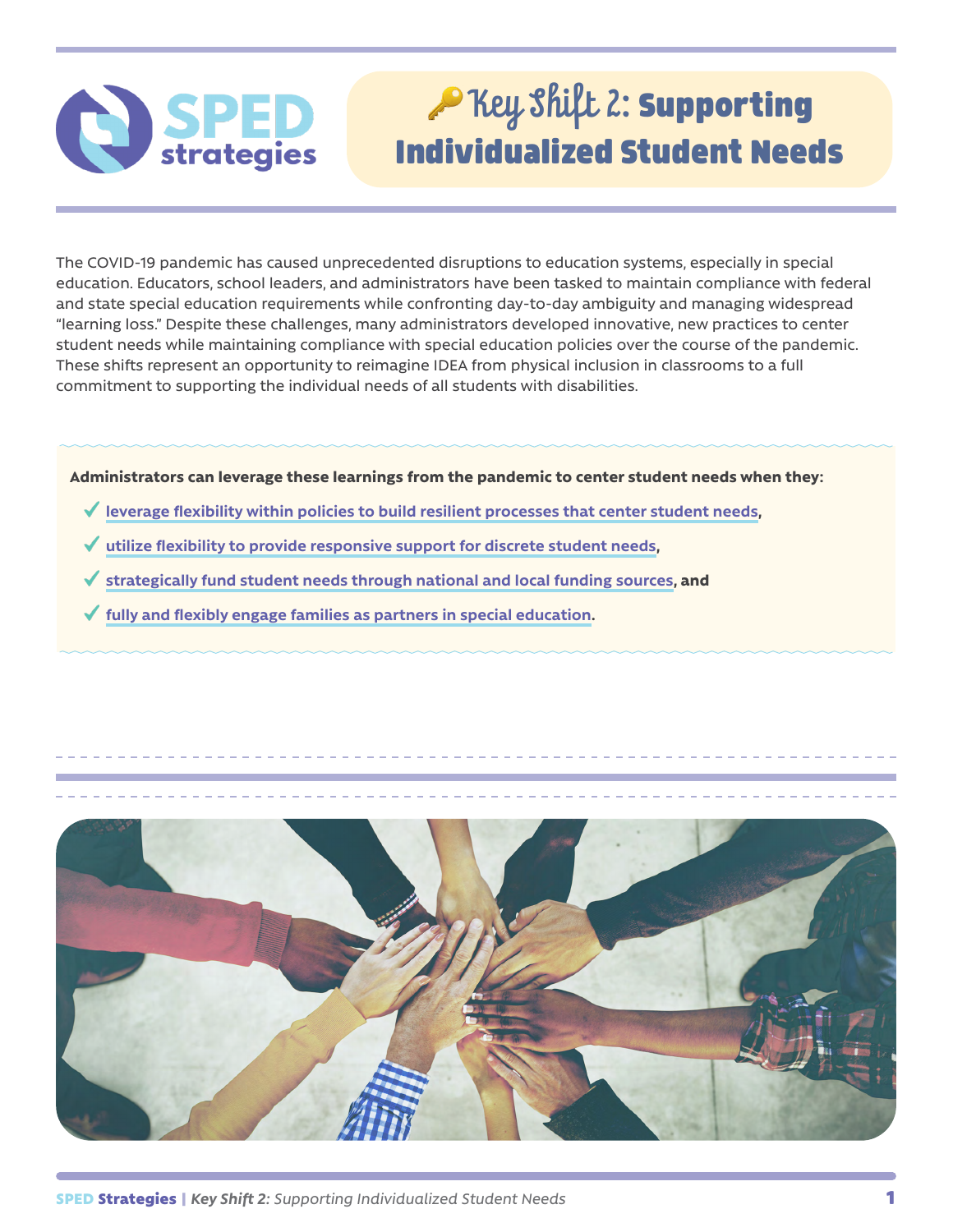# 🔑 Key Shift 2: Supporting Individualized Student Needs

The COVID-19 pandemic has caused unprecedented disruptions to education systems, especially in special education. Educators, school leaders, and administrators have been tasked to maintain compliance with federal and state special education requirements while confronting day-to-day ambiguity and managing widespread "learning loss." Despite these challenges, many administrators developed innovative, new practices to center student needs while maintaining compliance with special education policies over the course of the pandemic. These shifts represent an opportunity to reimagine IDEA from physical inclusion in classrooms to a full commitment to supporting the individual needs of all students with disabilities.

**Administrators can leverage these learnings from the pandemic to center student needs when they:**

- ✓ **leverage flexibility within policies to build resilient processes that center student needs**,
- ✓ **utilize flexibility to provide responsive support for discrete student needs**,
- ✓ **strategically fund student needs through national and local funding sources**, and
- ✓ **fully and flexibly engage families as partners in special education**.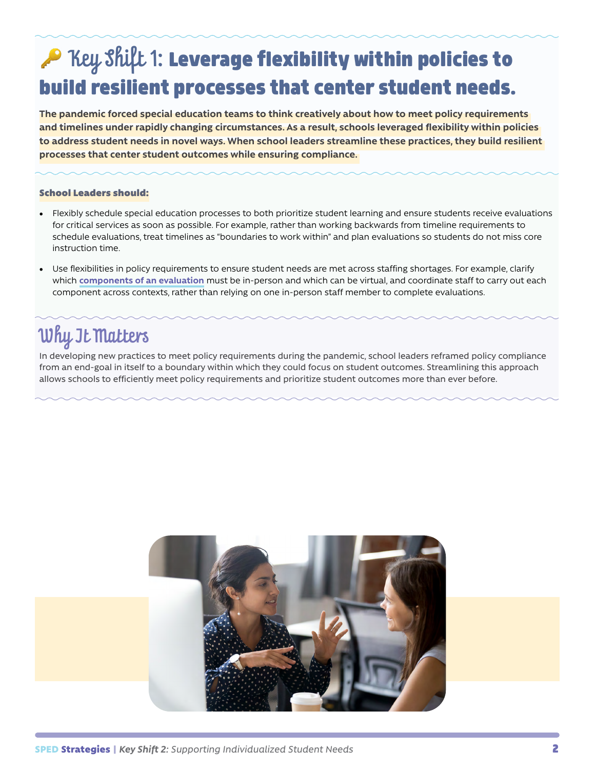# 🔑 Key Shift 1: Leverage flexibility within policies to build resilient processes that center student needs.

**The pandemic forced special education teams to think creatively about how to meet policy requirements and timelines under rapidly changing circumstances. As a result, schools leveraged flexibility within policies to address student needs in novel ways. When school leaders streamline these practices, they build resilient processes that center student outcomes while ensuring compliance.**

**School Leaders should:**

- Flexibly schedule special education processes to both prioritize student learning and ensure students receive evaluations for critical services as soon as possible. For example, rather than working backwards from timeline requirements to schedule evaluations, treat timelines as "boundaries to work within" and plan evaluations so students do not miss core instruction time.
- Use flexibilities in policy requirements to ensure student needs are met across staffing shortages. For example, clarify which **components of an evaluation** must be in-person and which can be virtual, and coordinate staff to carry out each component across contexts, rather than relying on one in-person staff member to complete evaluations.

## Why It Matters

In developing new practices to meet policy requirements during the pandemic, school leaders reframed policy compliance from an end-goal in itself to a boundary within which they could focus on student outcomes. Streamlining this approach allows schools to efficiently meet policy requirements and prioritize student outcomes more than ever before.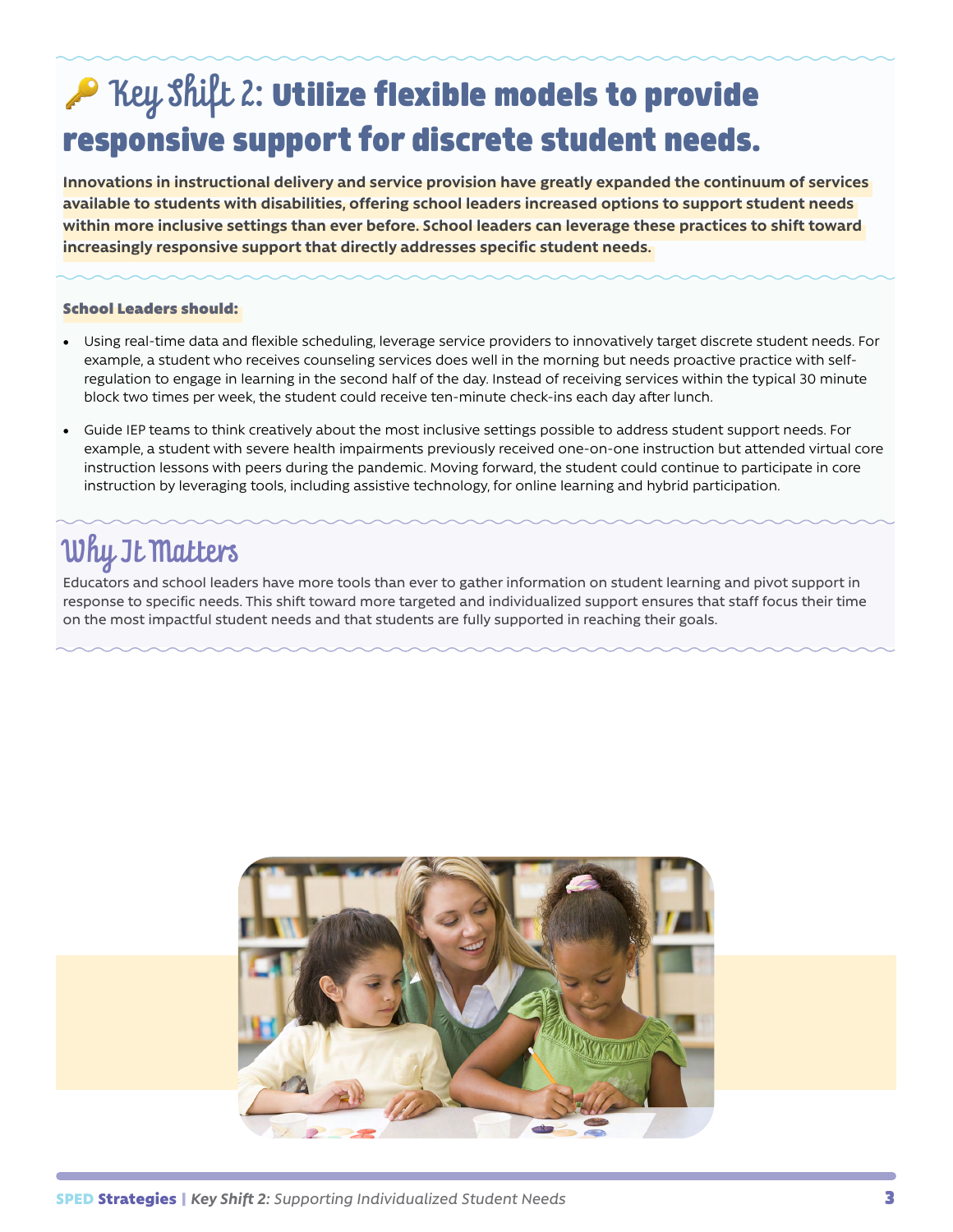# 🔑 Key Shift 2: Utilize flexible models to provide responsive support for discrete student needs.

**Innovations in instructional delivery and service provision have greatly expanded the continuum of services available to students with disabilities, offering school leaders increased options to support student needs within more inclusive settings than ever before. School leaders can leverage these practices to shift toward increasingly responsive support that directly addresses specific student needs.**

**School Leaders should:**

- Using real-time data and flexible scheduling, leverage service providers to innovatively target discrete student needs. For example, a student who receives counseling services does well in the morning but needs proactive practice with self-regulation to engage in learning in the second half of the day. Instead of receiving services within the typical 30 minute block two times per week, the student could receive ten-minute check-ins each day after lunch.
- Guide IEP teams to think creatively about the most inclusive settings possible to address student support needs. For example, a student with severe health impairments previously received one-on-one instruction but attended virtual core instruction lessons with peers during the pandemic. Moving forward, the student could continue to participate in core instruction by leveraging tools, including assistive technology, for online learning and hybrid participation.

## Why It Matters

Educators and school leaders have more tools than ever to gather information on student learning and pivot support in response to specific needs. This shift toward more targeted and individualized support ensures that staff focus their time on the most impactful student needs and that students are fully supported in reaching their goals.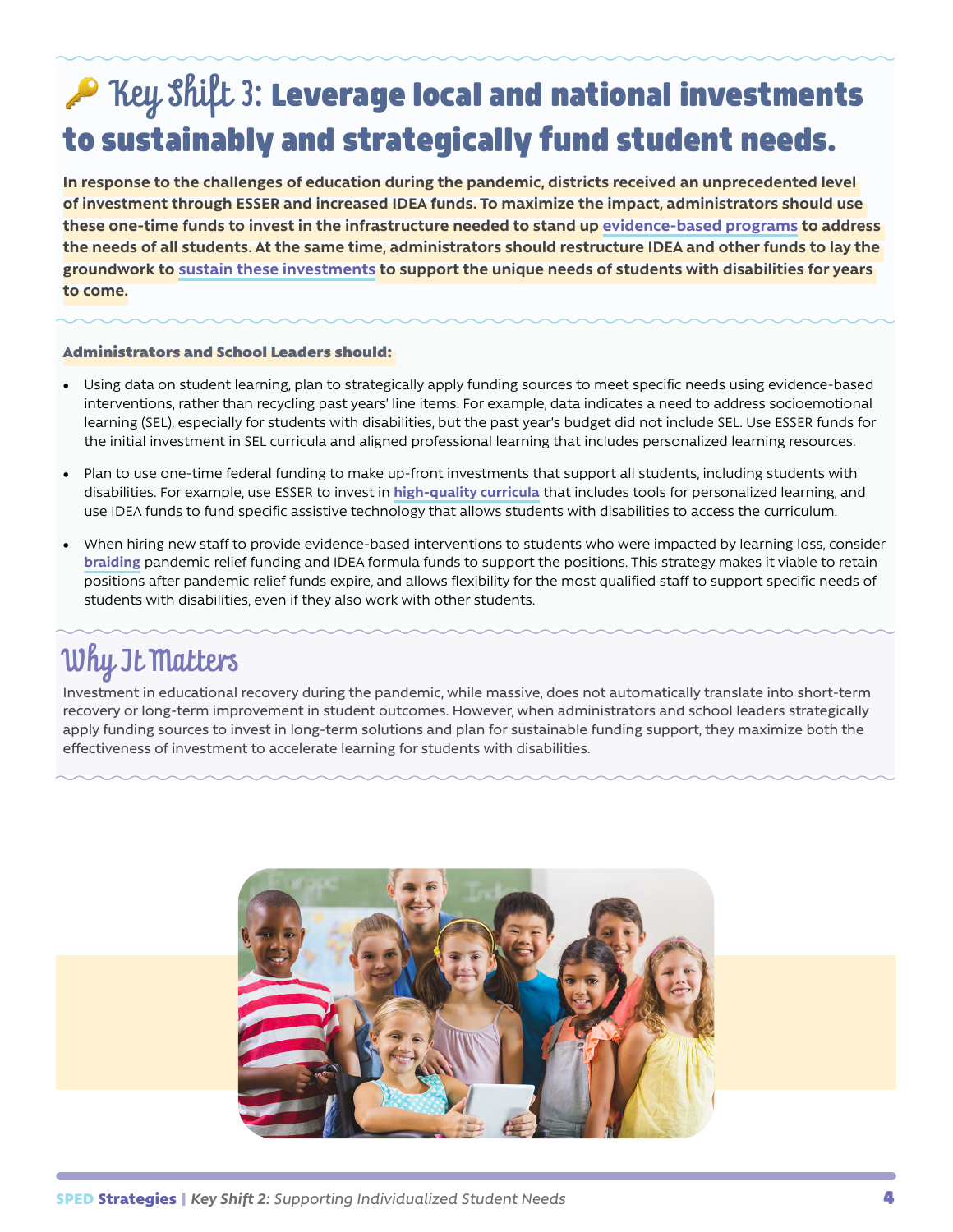# 🔑 Key Shift 3: Leverage local and national investments to sustainably and strategically fund student needs.

**In response to the challenges of education during the pandemic, districts received an unprecedented level of investment through ESSER and increased IDEA funds. To maximize the impact, administrators should use these one-time funds to invest in the infrastructure needed to stand up evidence-based programs to address the needs of all students. At the same time, administrators should restructure IDEA and other funds to lay the groundwork to sustain these investments to support the unique needs of students with disabilities for years to come.**

**Administrators and School Leaders should:**

- Using data on student learning, plan to strategically apply funding sources to meet specific needs using evidence-based interventions, rather than recycling past years' line items. For example, data indicates a need to address socioemotional learning (SEL), especially for students with disabilities, but the past year's budget did not include SEL. Use ESSER funds for the initial investment in SEL curricula and aligned professional learning that includes personalized learning resources.
- Plan to use one-time federal funding to make up-front investments that support all students, including students with disabilities. For example, use ESSER to invest in **high-quality curricula** that includes tools for personalized learning, and use IDEA funds to fund specific assistive technology that allows students with disabilities to access the curriculum.
- When hiring new staff to provide evidence-based interventions to students who were impacted by learning loss, consider **braiding** pandemic relief funding and IDEA formula funds to support the positions. This strategy makes it viable to retain positions after pandemic relief funds expire, and allows flexibility for the most qualified staff to support specific needs of students with disabilities, even if they also work with other students.

## Why It Matters

Investment in educational recovery during the pandemic, while massive, does not automatically translate into short-term recovery or long-term improvement in student outcomes. However, when administrators and school leaders strategically apply funding sources to invest in long-term solutions and plan for sustainable funding support, they maximize both the effectiveness of investment to accelerate learning for students with disabilities.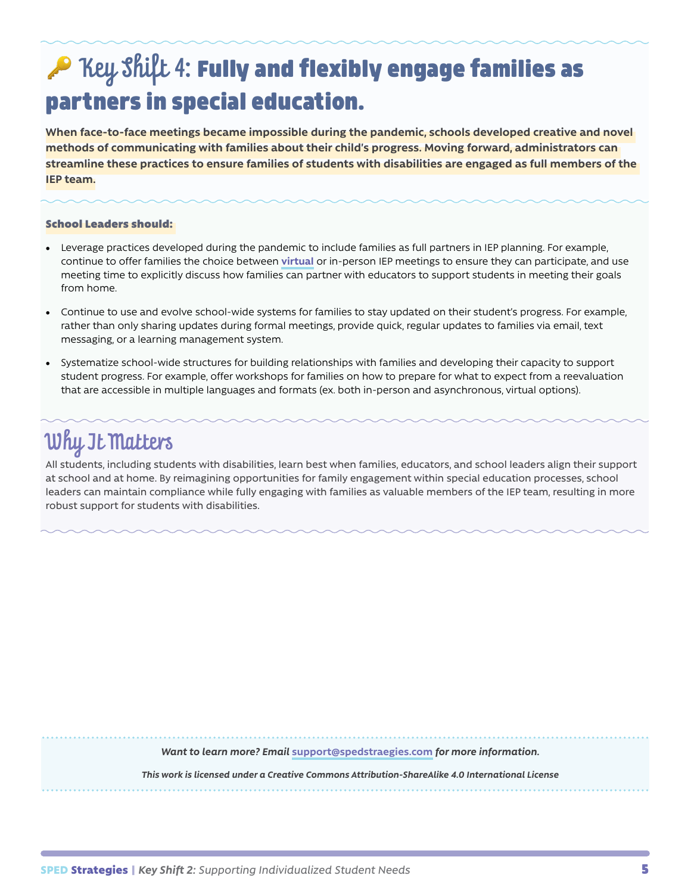# 🔑 Key Shift 4: Fully and flexibly engage families as partners in special education.

**When face-to-face meetings became impossible during the pandemic, schools developed creative and novel methods of communicating with families about their child's progress. Moving forward, administrators can streamline these practices to ensure families of students with disabilities are engaged as full members of the IEP team.**

**School Leaders should:**

- Leverage practices developed during the pandemic to include families as full partners in IEP planning. For example, continue to offer families the choice between **virtual** or in-person IEP meetings to ensure they can participate, and use meeting time to explicitly discuss how families can partner with educators to support students in meeting their goals from home.
- Continue to use and evolve school-wide systems for families to stay updated on their student's progress. For example, rather than only sharing updates during formal meetings, provide quick, regular updates to families via email, text messaging, or a learning management system.
- Systematize school-wide structures for building relationships with families and developing their capacity to support student progress. For example, offer workshops for families on how to prepare for what to expect from a reevaluation that are accessible in multiple languages and formats (ex. both in-person and asynchronous, virtual options).

## Why It Matters

All students, including students with disabilities, learn best when families, educators, and school leaders align their support at school and at home. By reimagining opportunities for family engagement within special education processes, school leaders can maintain compliance while fully engaging with families as valuable members of the IEP team, resulting in more robust support for students with disabilities.

***Want to learn more? Email support@spedstraegies.com for more information.***

***This work is licensed under a Creative Commons Attribution-ShareAlike 4.0 International License***